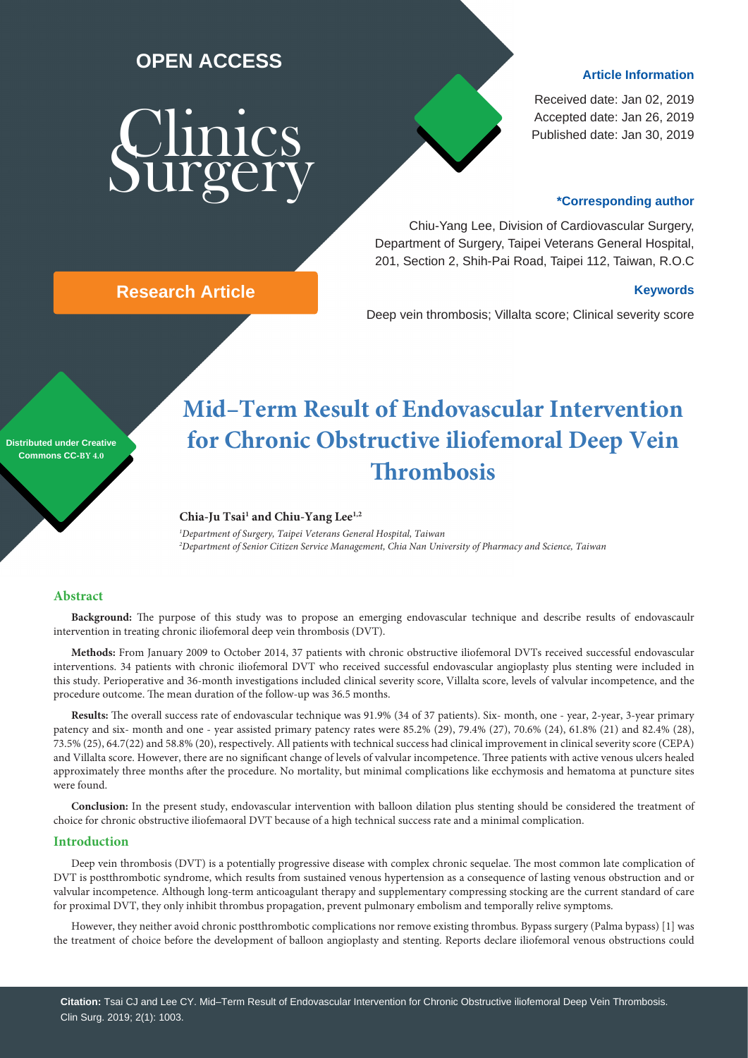OPEN ACCESS

Clinics Surgery

**Research Article**

### Article Information

Received date: Jan 02, 2019
Accepted date: Jan 26, 2019
Published date: Jan 30, 2019

### *Corresponding author

Chiu-Yang Lee, Division of Cardiovascular Surgery, Department of Surgery, Taipei Veterans General Hospital, 201, Section 2, Shih-Pai Road, Taipei 112, Taiwan, R.O.C

### Keywords

Deep vein thrombosis; Villalta score; Clinical severity score

Distributed under Creative Commons CC-BY 4.0

# Mid–Term Result of Endovascular Intervention for Chronic Obstructive iliofemoral Deep Vein Thrombosis

**Chia-Ju Tsai[1] and Chiu-Yang Lee[1,2]**

*[1]Department of Surgery, Taipei Veterans General Hospital, Taiwan*
*[2]Department of Senior Citizen Service Management, Chia Nan University of Pharmacy and Science, Taiwan*

## Abstract

**Background:** The purpose of this study was to propose an emerging endovascular technique and describe results of endovascaulr intervention in treating chronic iliofemoral deep vein thrombosis (DVT).

**Methods:** From January 2009 to October 2014, 37 patients with chronic obstructive iliofemoral DVTs received successful endovascular interventions. 34 patients with chronic iliofemoral DVT who received successful endovascular angioplasty plus stenting were included in this study. Perioperative and 36-month investigations included clinical severity score, Villalta score, levels of valvular incompetence, and the procedure outcome. The mean duration of the follow-up was 36.5 months.

**Results:** The overall success rate of endovascular technique was 91.9% (34 of 37 patients). Six- month, one - year, 2-year, 3-year primary patency and six- month and one - year assisted primary patency rates were 85.2% (29), 79.4% (27), 70.6% (24), 61.8% (21) and 82.4% (28), 73.5% (25), 64.7(22) and 58.8% (20), respectively. All patients with technical success had clinical improvement in clinical severity score (CEPA) and Villalta score. However, there are no significant change of levels of valvular incompetence. Three patients with active venous ulcers healed approximately three months after the procedure. No mortality, but minimal complications like ecchymosis and hematoma at puncture sites were found.

**Conclusion:** In the present study, endovascular intervention with balloon dilation plus stenting should be considered the treatment of choice for chronic obstructive iliofemaoral DVT because of a high technical success rate and a minimal complication.

## Introduction

Deep vein thrombosis (DVT) is a potentially progressive disease with complex chronic sequelae. The most common late complication of DVT is postthrombotic syndrome, which results from sustained venous hypertension as a consequence of lasting venous obstruction and or valvular incompetence. Although long-term anticoagulant therapy and supplementary compressing stocking are the current standard of care for proximal DVT, they only inhibit thrombus propagation, prevent pulmonary embolism and temporally relive symptoms.

However, they neither avoid chronic postthrombotic complications nor remove existing thrombus. Bypass surgery (Palma bypass) [1] was the treatment of choice before the development of balloon angioplasty and stenting. Reports declare iliofemoral venous obstructions could

**Citation:** Tsai CJ and Lee CY. Mid–Term Result of Endovascular Intervention for Chronic Obstructive iliofemoral Deep Vein Thrombosis. Clin Surg. 2019; 2(1): 1003.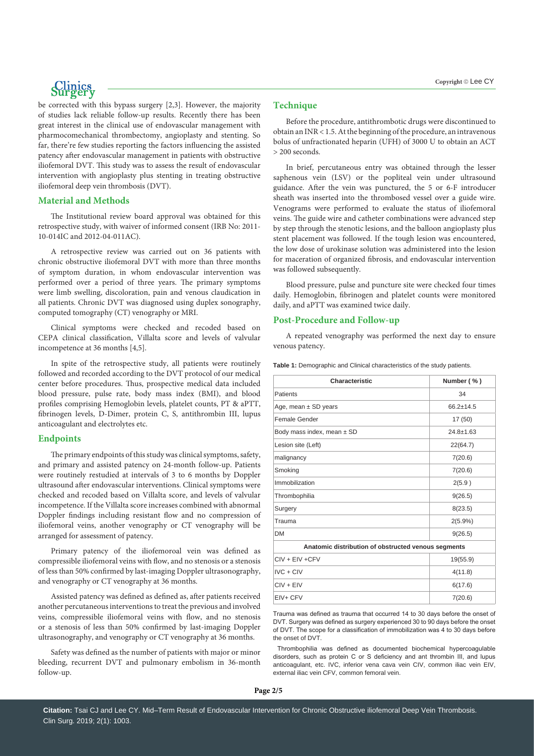be corrected with this bypass surgery [2,3]. However, the majority of studies lack reliable follow-up results. Recently there has been great interest in the clinical use of endovascular management with pharmocomechanical thrombectomy, angioplasty and stenting. So far, there're few studies reporting the factors influencing the assisted patency after endovascular management in patients with obstructive iliofemoral DVT. This study was to assess the result of endovascular intervention with angioplasty plus stenting in treating obstructive iliofemoral deep vein thrombosis (DVT).

## Material and Methods

The Institutional review board approval was obtained for this retrospective study, with waiver of informed consent (IRB No: 2011-10-014IC and 2012-04-011AC).

A retrospective review was carried out on 36 patients with chronic obstructive iliofemoral DVT with more than three months of symptom duration, in whom endovascular intervention was performed over a period of three years. The primary symptoms were limb swelling, discoloration, pain and venous claudication in all patients. Chronic DVT was diagnosed using duplex sonography, computed tomography (CT) venography or MRI.

Clinical symptoms were checked and recoded based on CEPA clinical classification, Villalta score and levels of valvular incompetence at 36 months [4,5].

In spite of the retrospective study, all patients were routinely followed and recorded according to the DVT protocol of our medical center before procedures. Thus, prospective medical data included blood pressure, pulse rate, body mass index (BMI), and blood profiles comprising Hemoglobin levels, platelet counts, PT & aPTT, fibrinogen levels, D-Dimer, protein C, S, antithrombin III, lupus anticoagulant and electrolytes etc.

## Endpoints

The primary endpoints of this study was clinical symptoms, safety, and primary and assisted patency on 24-month follow-up. Patients were routinely restudied at intervals of 3 to 6 months by Doppler ultrasound after endovascular interventions. Clinical symptoms were checked and recoded based on Villalta score, and levels of valvular incompetence. If the Villalta score increases combined with abnormal Doppler findings including resistant flow and no compression of iliofemoral veins, another venography or CT venography will be arranged for assessment of patency.

Primary patency of the iliofemoroal vein was defined as compressible iliofemoral veins with flow, and no stenosis or a stenosis of less than 50% confirmed by last-imaging Doppler ultrasonography, and venography or CT venography at 36 months.

Assisted patency was defined as defined as, after patients received another percutaneous interventions to treat the previous and involved veins, compressible iliofemoral veins with flow, and no stenosis or a stenosis of less than 50% confirmed by last-imaging Doppler ultrasonography, and venography or CT venography at 36 months.

Safety was defined as the number of patients with major or minor bleeding, recurrent DVT and pulmonary embolism in 36-month follow-up.

## Technique

Before the procedure, antithrombotic drugs were discontinued to obtain an INR < 1.5. At the beginning of the procedure, an intravenous bolus of unfractionated heparin (UFH) of 3000 U to obtain an ACT > 200 seconds.

In brief, percutaneous entry was obtained through the lesser saphenous vein (LSV) or the popliteal vein under ultrasound guidance. After the vein was punctured, the 5 or 6-F introducer sheath was inserted into the thrombosed vessel over a guide wire. Venograms were performed to evaluate the status of iliofemoral veins. The guide wire and catheter combinations were advanced step by step through the stenotic lesions, and the balloon angioplasty plus stent placement was followed. If the tough lesion was encountered, the low dose of urokinase solution was administered into the lesion for maceration of organized fibrosis, and endovascular intervention was followed subsequently.

Blood pressure, pulse and puncture site were checked four times daily. Hemoglobin, fibrinogen and platelet counts were monitored daily, and aPTT was examined twice daily.

## Post-Procedure and Follow-up

A repeated venography was performed the next day to ensure venous patency.

**Table 1:** Demographic and Clinical characteristics of the study patients.

| Characteristic | Number ( % ) |
|---|---|
| Patients | 34 |
| Age, mean ± SD years | 66.2±14.5 |
| Female Gender | 17 (50) |
| Body mass index, mean ± SD | 24.8±1.63 |
| Lesion site (Left) | 22(64.7) |
| malignancy | 7(20.6) |
| Smoking | 7(20.6) |
| Immobilization | 2(5.9 ) |
| Thrombophilia | 9(26.5) |
| Surgery | 8(23.5) |
| Trauma | 2(5.9%) |
| DM | 9(26.5) |
| **Anatomic distribution of obstructed venous segments** | |
| CIV + EIV +CFV | 19(55.9) |
| IVC + CIV | 4(11.8) |
| CIV + EIV | 6(17.6) |
| EIV+ CFV | 7(20.6) |

Trauma was defined as trauma that occurred 14 to 30 days before the onset of DVT. Surgery was defined as surgery experienced 30 to 90 days before the onset of DVT. The scope for a classification of immobilization was 4 to 30 days before the onset of DVT.

Thrombophilia was defined as documented biochemical hypercoagulable disorders, such as protein C or S deficiency and ant thrombin III, and lupus anticoagulant, etc. IVC, inferior vena cava vein CIV, common iliac vein EIV, external iliac vein CFV, common femoral vein.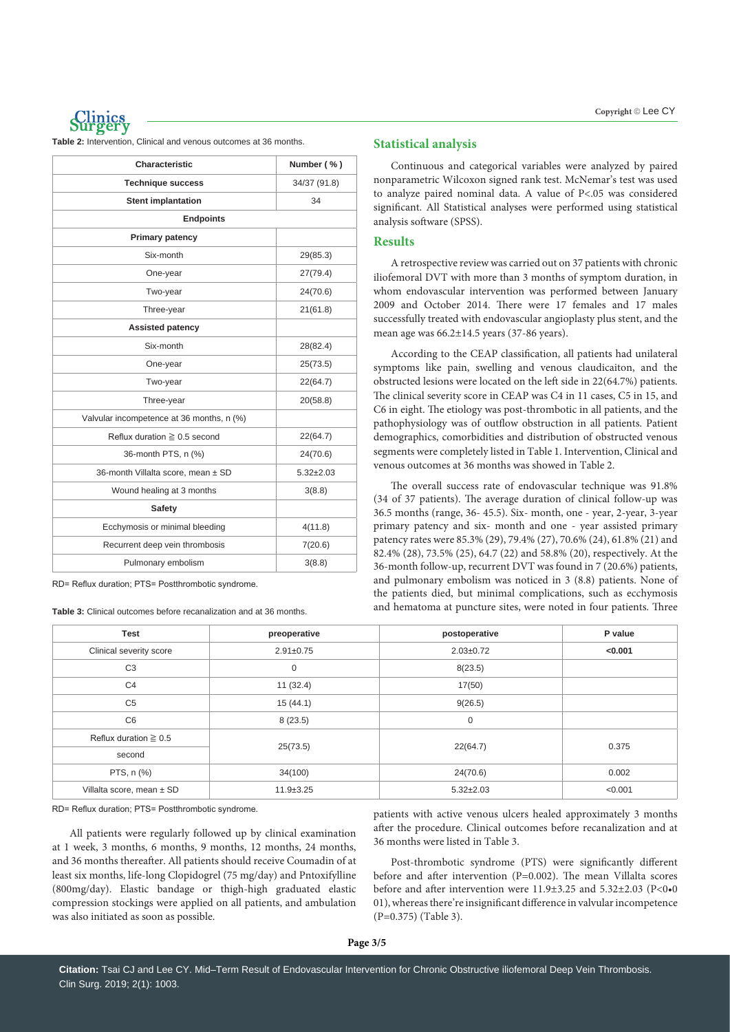**Table 2:** Intervention, Clinical and venous outcomes at 36 months.

| Characteristic | Number ( % ) |
|---|---|
| **Technique success** | 34/37 (91.8) |
| **Stent implantation** | 34 |
| **Endpoints** | |
| **Primary patency** | |
| Six-month | 29(85.3) |
| One-year | 27(79.4) |
| Two-year | 24(70.6) |
| Three-year | 21(61.8) |
| **Assisted patency** | |
| Six-month | 28(82.4) |
| One-year | 25(73.5) |
| Two-year | 22(64.7) |
| Three-year | 20(58.8) |
| Valvular incompetence at 36 months, n (%) | |
| Reflux duration ≧ 0.5 second | 22(64.7) |
| 36-month PTS, n (%) | 24(70.6) |
| 36-month Villalta score, mean ± SD | 5.32±2.03 |
| Wound healing at 3 months | 3(8.8) |
| **Safety** | |
| Ecchymosis or minimal bleeding | 4(11.8) |
| Recurrent deep vein thrombosis | 7(20.6) |
| Pulmonary embolism | 3(8.8) |

RD= Reflux duration; PTS= Postthrombotic syndrome.

**Table 3:** Clinical outcomes before recanalization and at 36 months.

| Test | preoperative | postoperative | P value |
|---|---|---|---|
| Clinical severity score | 2.91±0.75 | 2.03±0.72 | **<0.001** |
| C3 | 0 | 8(23.5) | |
| C4 | 11 (32.4) | 17(50) | |
| C5 | 15 (44.1) | 9(26.5) | |
| C6 | 8 (23.5) | 0 | |
| Reflux duration ≧ 0.5 second | 25(73.5) | 22(64.7) | 0.375 |
| PTS, n (%) | 34(100) | 24(70.6) | 0.002 |
| Villalta score, mean ± SD | 11.9±3.25 | 5.32±2.03 | <0.001 |

RD= Reflux duration; PTS= Postthrombotic syndrome.

All patients were regularly followed up by clinical examination at 1 week, 3 months, 6 months, 9 months, 12 months, 24 months, and 36 months thereafter. All patients should receive Coumadin of at least six months, life-long Clopidogrel (75 mg/day) and Pntoxifylline (800mg/day). Elastic bandage or thigh-high graduated elastic compression stockings were applied on all patients, and ambulation was also initiated as soon as possible.

## Statistical analysis

Continuous and categorical variables were analyzed by paired nonparametric Wilcoxon signed rank test. McNemar's test was used to analyze paired nominal data. A value of P<.05 was considered significant. All Statistical analyses were performed using statistical analysis software (SPSS).

## Results

A retrospective review was carried out on 37 patients with chronic iliofemoral DVT with more than 3 months of symptom duration, in whom endovascular intervention was performed between January 2009 and October 2014. There were 17 females and 17 males successfully treated with endovascular angioplasty plus stent, and the mean age was 66.2±14.5 years (37-86 years).

According to the CEAP classification, all patients had unilateral symptoms like pain, swelling and venous claudicaiton, and the obstructed lesions were located on the left side in 22(64.7%) patients. The clinical severity score in CEAP was C4 in 11 cases, C5 in 15, and C6 in eight. The etiology was post-thrombotic in all patients, and the pathophysiology was of outflow obstruction in all patients. Patient demographics, comorbidities and distribution of obstructed venous segments were completely listed in Table 1. Intervention, Clinical and venous outcomes at 36 months was showed in Table 2.

The overall success rate of endovascular technique was 91.8% (34 of 37 patients). The average duration of clinical follow-up was 36.5 months (range, 36- 45.5). Six- month, one - year, 2-year, 3-year primary patency and six- month and one - year assisted primary patency rates were 85.3% (29), 79.4% (27), 70.6% (24), 61.8% (21) and 82.4% (28), 73.5% (25), 64.7 (22) and 58.8% (20), respectively. At the 36-month follow-up, recurrent DVT was found in 7 (20.6%) patients, and pulmonary embolism was noticed in 3 (8.8) patients. None of the patients died, but minimal complications, such as ecchymosis and hematoma at puncture sites, were noted in four patients. Three patients with active venous ulcers healed approximately 3 months after the procedure. Clinical outcomes before recanalization and at 36 months were listed in Table 3.

Post-thrombotic syndrome (PTS) were significantly different before and after intervention (P=0.002). The mean Villalta scores before and after intervention were 11.9±3.25 and 5.32±2.03 (P<0•0 01), whereas there're insignificant difference in valvular incompetence (P=0.375) (Table 3).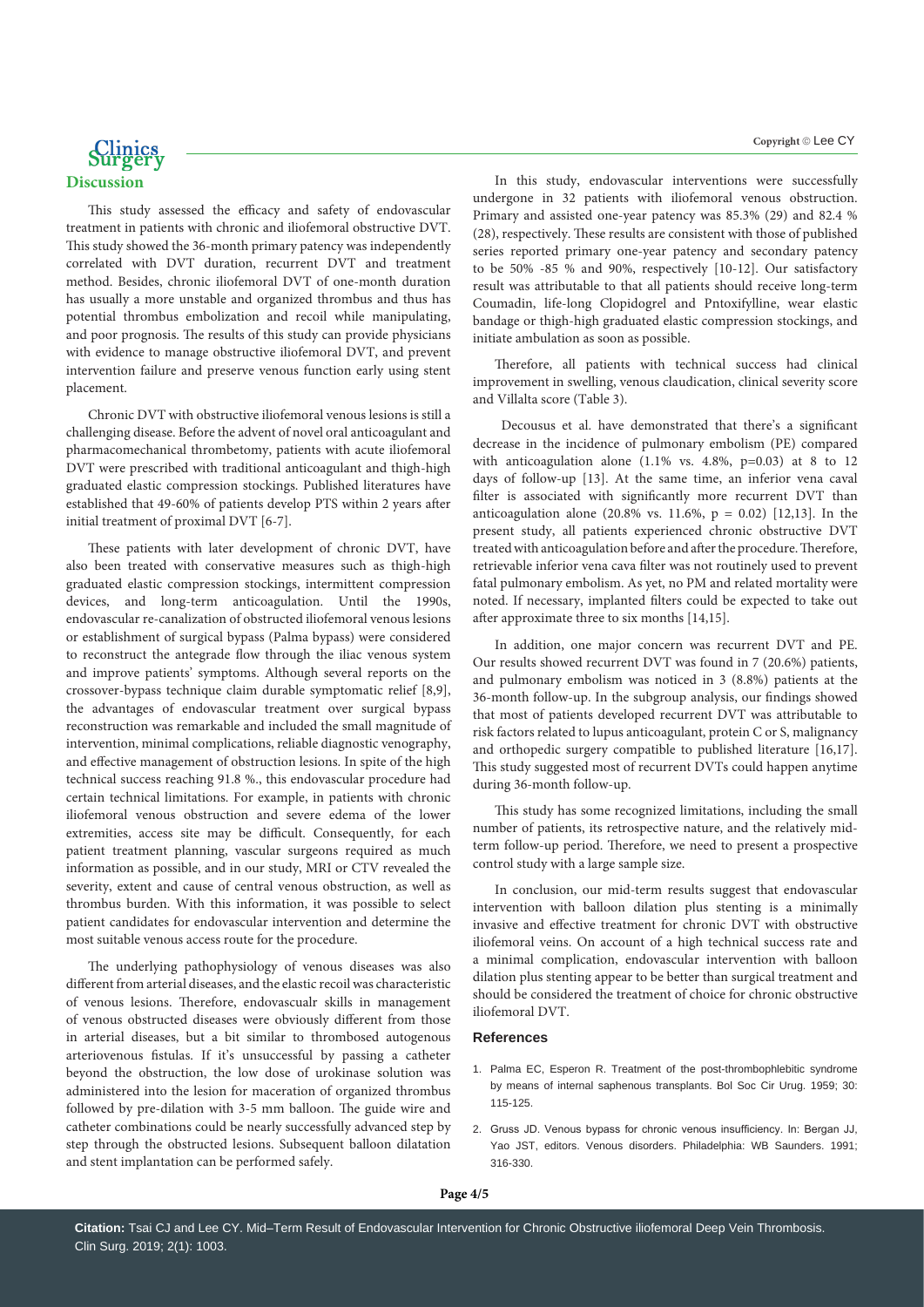## Discussion

This study assessed the efficacy and safety of endovascular treatment in patients with chronic and iliofemoral obstructive DVT. This study showed the 36-month primary patency was independently correlated with DVT duration, recurrent DVT and treatment method. Besides, chronic iliofemoral DVT of one-month duration has usually a more unstable and organized thrombus and thus has potential thrombus embolization and recoil while manipulating, and poor prognosis. The results of this study can provide physicians with evidence to manage obstructive iliofemoral DVT, and prevent intervention failure and preserve venous function early using stent placement.

Chronic DVT with obstructive iliofemoral venous lesions is still a challenging disease. Before the advent of novel oral anticoagulant and pharmacomechanical thrombetomy, patients with acute iliofemoral DVT were prescribed with traditional anticoagulant and thigh-high graduated elastic compression stockings. Published literatures have established that 49-60% of patients develop PTS within 2 years after initial treatment of proximal DVT [6-7].

These patients with later development of chronic DVT, have also been treated with conservative measures such as thigh-high graduated elastic compression stockings, intermittent compression devices, and long-term anticoagulation. Until the 1990s, endovascular re-canalization of obstructed iliofemoral venous lesions or establishment of surgical bypass (Palma bypass) were considered to reconstruct the antegrade flow through the iliac venous system and improve patients' symptoms. Although several reports on the crossover-bypass technique claim durable symptomatic relief [8,9], the advantages of endovascular treatment over surgical bypass reconstruction was remarkable and included the small magnitude of intervention, minimal complications, reliable diagnostic venography, and effective management of obstruction lesions. In spite of the high technical success reaching 91.8 %., this endovascular procedure had certain technical limitations. For example, in patients with chronic iliofemoral venous obstruction and severe edema of the lower extremities, access site may be difficult. Consequently, for each patient treatment planning, vascular surgeons required as much information as possible, and in our study, MRI or CTV revealed the severity, extent and cause of central venous obstruction, as well as thrombus burden. With this information, it was possible to select patient candidates for endovascular intervention and determine the most suitable venous access route for the procedure.

The underlying pathophysiology of venous diseases was also different from arterial diseases, and the elastic recoil was characteristic of venous lesions. Therefore, endovascualr skills in management of venous obstructed diseases were obviously different from those in arterial diseases, but a bit similar to thrombosed autogenous arteriovenous fistulas. If it's unsuccessful by passing a catheter beyond the obstruction, the low dose of urokinase solution was administered into the lesion for maceration of organized thrombus followed by pre-dilation with 3-5 mm balloon. The guide wire and catheter combinations could be nearly successfully advanced step by step through the obstructed lesions. Subsequent balloon dilatation and stent implantation can be performed safely.

In this study, endovascular interventions were successfully undergone in 32 patients with iliofemoral venous obstruction. Primary and assisted one-year patency was 85.3% (29) and 82.4 % (28), respectively. These results are consistent with those of published series reported primary one-year patency and secondary patency to be 50% -85 % and 90%, respectively [10-12]. Our satisfactory result was attributable to that all patients should receive long-term Coumadin, life-long Clopidogrel and Pntoxifylline, wear elastic bandage or thigh-high graduated elastic compression stockings, and initiate ambulation as soon as possible.

Therefore, all patients with technical success had clinical improvement in swelling, venous claudication, clinical severity score and Villalta score (Table 3).

Decousus et al. have demonstrated that there's a significant decrease in the incidence of pulmonary embolism (PE) compared with anticoagulation alone (1.1% vs. 4.8%, p=0.03) at 8 to 12 days of follow-up [13]. At the same time, an inferior vena caval filter is associated with significantly more recurrent DVT than anticoagulation alone (20.8% vs. 11.6%, p = 0.02) [12,13]. In the present study, all patients experienced chronic obstructive DVT treated with anticoagulation before and after the procedure. Therefore, retrievable inferior vena cava filter was not routinely used to prevent fatal pulmonary embolism. As yet, no PM and related mortality were noted. If necessary, implanted filters could be expected to take out after approximate three to six months [14,15].

In addition, one major concern was recurrent DVT and PE. Our results showed recurrent DVT was found in 7 (20.6%) patients, and pulmonary embolism was noticed in 3 (8.8%) patients at the 36-month follow-up. In the subgroup analysis, our findings showed that most of patients developed recurrent DVT was attributable to risk factors related to lupus anticoagulant, protein C or S, malignancy and orthopedic surgery compatible to published literature [16,17]. This study suggested most of recurrent DVTs could happen anytime during 36-month follow-up.

This study has some recognized limitations, including the small number of patients, its retrospective nature, and the relatively mid-term follow-up period. Therefore, we need to present a prospective control study with a large sample size.

In conclusion, our mid-term results suggest that endovascular intervention with balloon dilation plus stenting is a minimally invasive and effective treatment for chronic DVT with obstructive iliofemoral veins. On account of a high technical success rate and a minimal complication, endovascular intervention with balloon dilation plus stenting appear to be better than surgical treatment and should be considered the treatment of choice for chronic obstructive iliofemoral DVT.

## References

1. Palma EC, Esperon R. Treatment of the post-thrombophlebitic syndrome by means of internal saphenous transplants. Bol Soc Cir Urug. 1959; 30: 115-125.
2. Gruss JD. Venous bypass for chronic venous insufficiency. In: Bergan JJ, Yao JST, editors. Venous disorders. Philadelphia: WB Saunders. 1991; 316-330.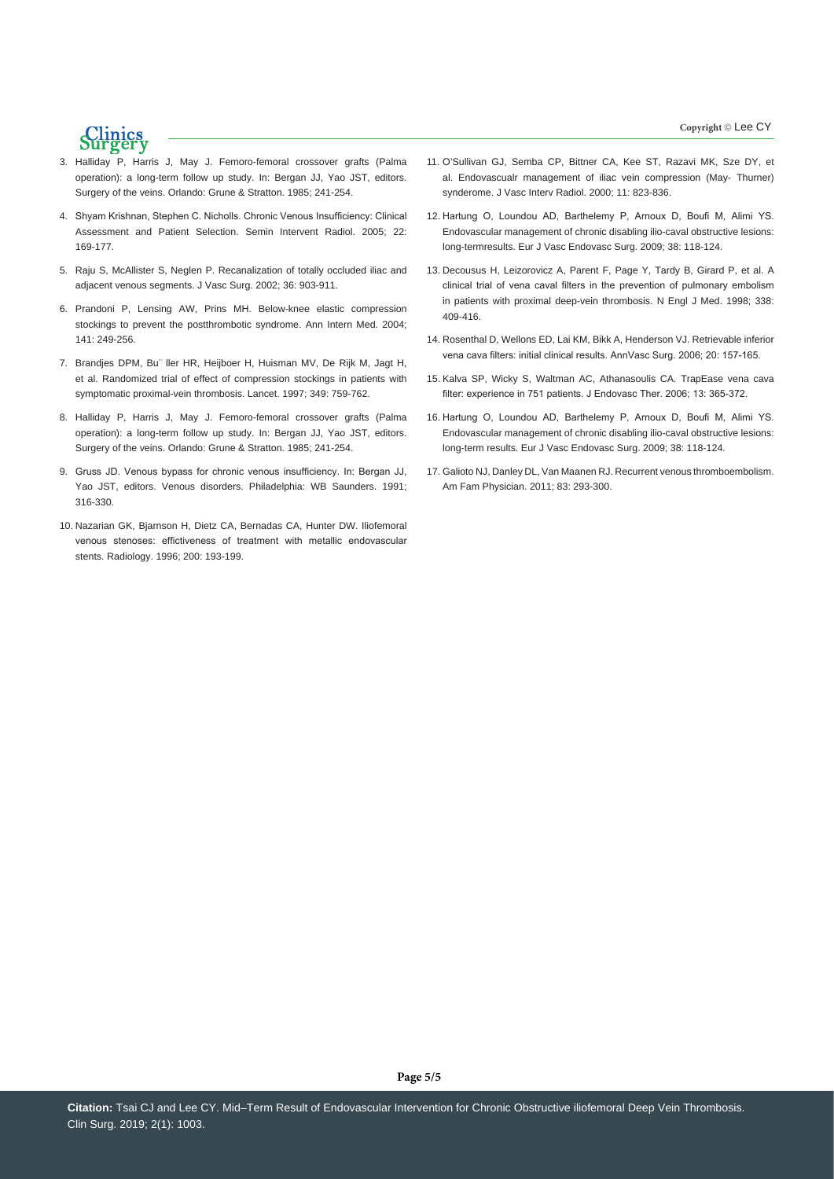3. Halliday P, Harris J, May J. Femoro-femoral crossover grafts (Palma operation): a long-term follow up study. In: Bergan JJ, Yao JST, editors. Surgery of the veins. Orlando: Grune & Stratton. 1985; 241-254.
4. Shyam Krishnan, Stephen C. Nicholls. Chronic Venous Insufficiency: Clinical Assessment and Patient Selection. Semin Intervent Radiol. 2005; 22: 169-177.
5. Raju S, McAllister S, Neglen P. Recanalization of totally occluded iliac and adjacent venous segments. J Vasc Surg. 2002; 36: 903-911.
6. Prandoni P, Lensing AW, Prins MH. Below-knee elastic compression stockings to prevent the postthrombotic syndrome. Ann Intern Med. 2004; 141: 249-256.
7. Brandjes DPM, Bu¨ ller HR, Heijboer H, Huisman MV, De Rijk M, Jagt H, et al. Randomized trial of effect of compression stockings in patients with symptomatic proximal-vein thrombosis. Lancet. 1997; 349: 759-762.
8. Halliday P, Harris J, May J. Femoro-femoral crossover grafts (Palma operation): a long-term follow up study. In: Bergan JJ, Yao JST, editors. Surgery of the veins. Orlando: Grune & Stratton. 1985; 241-254.
9. Gruss JD. Venous bypass for chronic venous insufficiency. In: Bergan JJ, Yao JST, editors. Venous disorders. Philadelphia: WB Saunders. 1991; 316-330.
10. Nazarian GK, Bjarnson H, Dietz CA, Bernadas CA, Hunter DW. Iliofemoral venous stenoses: effectiveness of treatment with metallic endovascular stents. Radiology. 1996; 200: 193-199.
11. O'Sullivan GJ, Semba CP, Bittner CA, Kee ST, Razavi MK, Sze DY, et al. Endovascualr management of iliac vein compression (May- Thurner) synderome. J Vasc Interv Radiol. 2000; 11: 823-836.
12. Hartung O, Loundou AD, Barthelemy P, Arnoux D, Boufi M, Alimi YS. Endovascular management of chronic disabling ilio-caval obstructive lesions: long-termresults. Eur J Vasc Endovasc Surg. 2009; 38: 118-124.
13. Decousus H, Leizorovicz A, Parent F, Page Y, Tardy B, Girard P, et al. A clinical trial of vena caval filters in the prevention of pulmonary embolism in patients with proximal deep-vein thrombosis. N Engl J Med. 1998; 338: 409-416.
14. Rosenthal D, Wellons ED, Lai KM, Bikk A, Henderson VJ. Retrievable inferior vena cava filters: initial clinical results. AnnVasc Surg. 2006; 20: 157-165.
15. Kalva SP, Wicky S, Waltman AC, Athanasoulis CA. TrapEase vena cava filter: experience in 751 patients. J Endovasc Ther. 2006; 13: 365-372.
16. Hartung O, Loundou AD, Barthelemy P, Arnoux D, Boufi M, Alimi YS. Endovascular management of chronic disabling ilio-caval obstructive lesions: long-term results. Eur J Vasc Endovasc Surg. 2009; 38: 118-124.
17. Galioto NJ, Danley DL, Van Maanen RJ. Recurrent venous thromboembolism. Am Fam Physician. 2011; 83: 293-300.